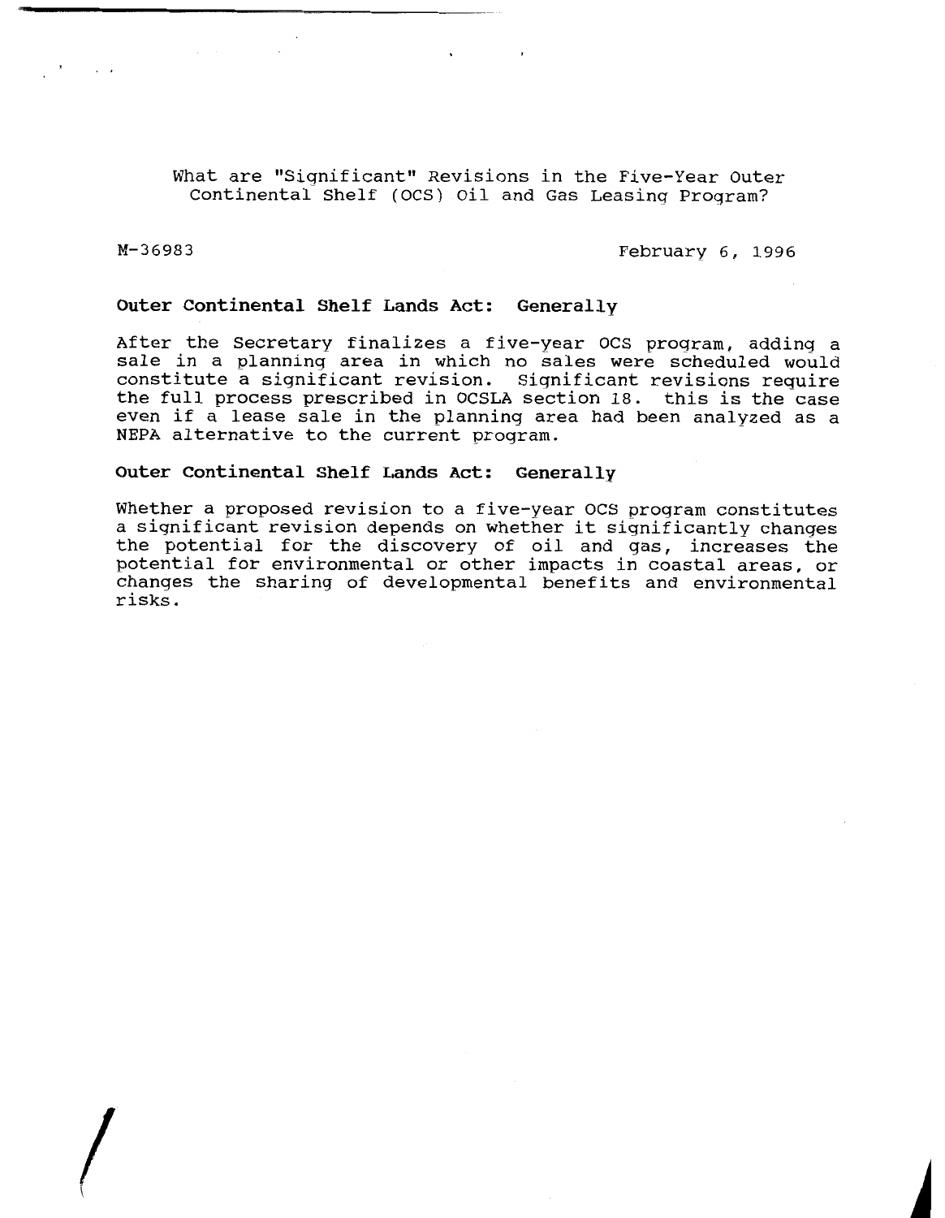# What are "Significant" Revisions in the Five-Year Outer Continental Shelf (OCS) Oil and Gas Leasing Program?

M-36983 February 6, 1996

**Outer Continental Shelf Lands Act: Generally**

After the Secretary finalizes a five-year OCS program, adding a sale in a planning area in which no sales were scheduled would constitute a significant revision. Significant revisions require the full process prescribed in OCSLA section 18. this is the case even if a lease sale in the planning area had been analyzed as a NEPA alternative to the current program.

**Outer Continental Shelf Lands Act: Generally**

Whether a proposed revision to a five-year OCS program constitutes a significant revision depends on whether it significantly changes the potential for the discovery of oil and gas, increases the potential for environmental or other impacts in coastal areas, or changes the sharing of developmental benefits and environmental risks.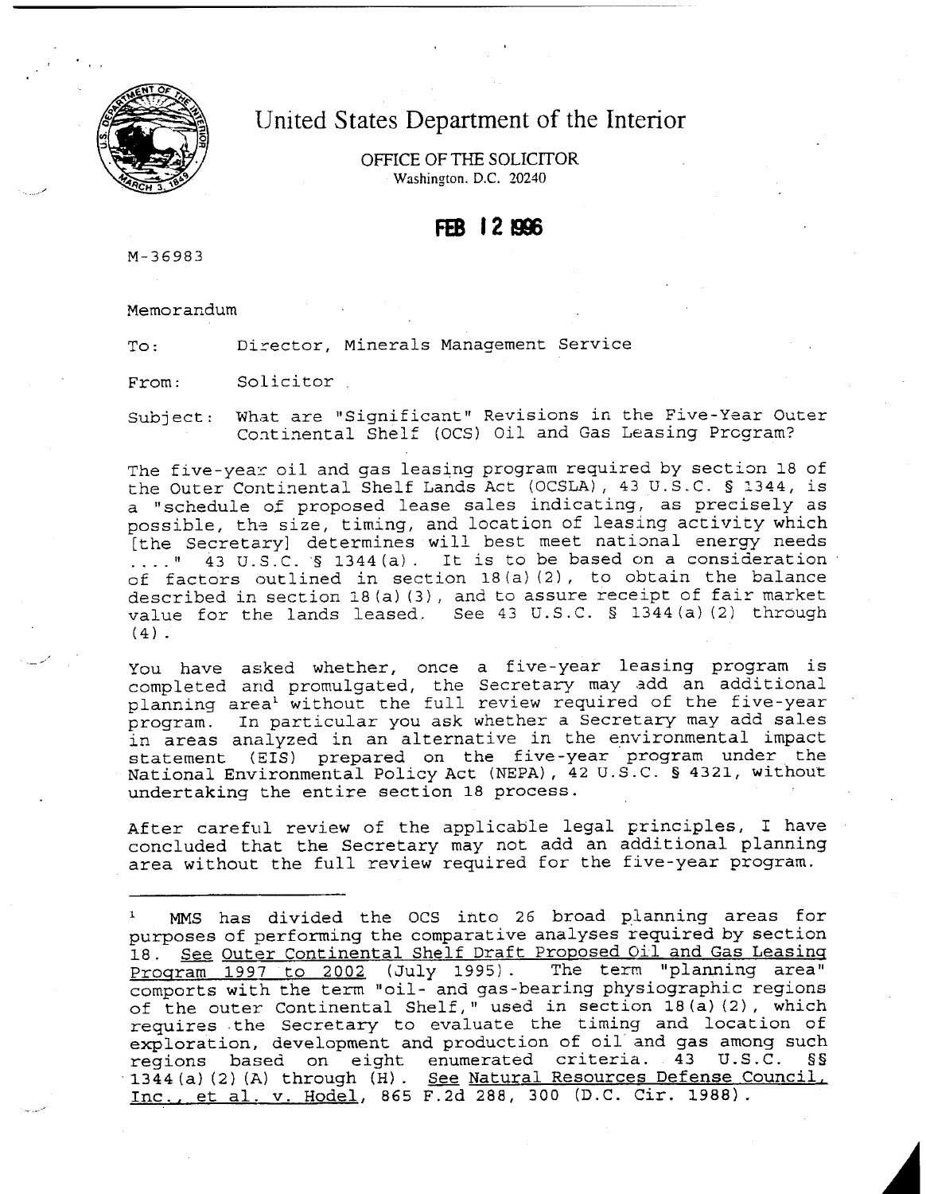# United States Department of the Interior

OFFICE OF THE SOLICITOR
Washington, D.C. 20240

FEB 12 1996

M-36983

Memorandum

To: Director, Minerals Management Service

From: Solicitor

Subject: What are "Significant" Revisions in the Five-Year Outer Continental Shelf (OCS) Oil and Gas Leasing Program?

The five-year oil and gas leasing program required by section 18 of the Outer Continental Shelf Lands Act (OCSLA), 43 U.S.C. § 1344, is a "schedule of proposed lease sales indicating, as precisely as possible, the size, timing, and location of leasing activity which [the Secretary] determines will best meet national energy needs ...." 43 U.S.C. § 1344(a). It is to be based on a consideration of factors outlined in section 18(a)(2), to obtain the balance described in section 18(a)(3), and to assure receipt of fair market value for the lands leased. See 43 U.S.C. § 1344(a)(2) through (4).

You have asked whether, once a five-year leasing program is completed and promulgated, the Secretary may add an additional planning area[1] without the full review required of the five-year program. In particular you ask whether a Secretary may add sales in areas analyzed in an alternative in the environmental impact statement (EIS) prepared on the five-year program under the National Environmental Policy Act (NEPA), 42 U.S.C. § 4321, without undertaking the entire section 18 process.

After careful review of the applicable legal principles, I have concluded that the Secretary may not add an additional planning area without the full review required for the five-year program.

---

[1] MMS has divided the OCS into 26 broad planning areas for purposes of performing the comparative analyses required by section 18. See Outer Continental Shelf Draft Proposed Oil and Gas Leasing Program 1997 to 2002 (July 1995). The term "planning area" comports with the term "oil- and gas-bearing physiographic regions of the outer Continental Shelf," used in section 18(a)(2), which requires the Secretary to evaluate the timing and location of exploration, development and production of oil and gas among such regions based on eight enumerated criteria. 43 U.S.C. §§ 1344(a)(2)(A) through (H). See Natural Resources Defense Council, Inc., et al. v. Hodel, 865 F.2d 288, 300 (D.C. Cir. 1988).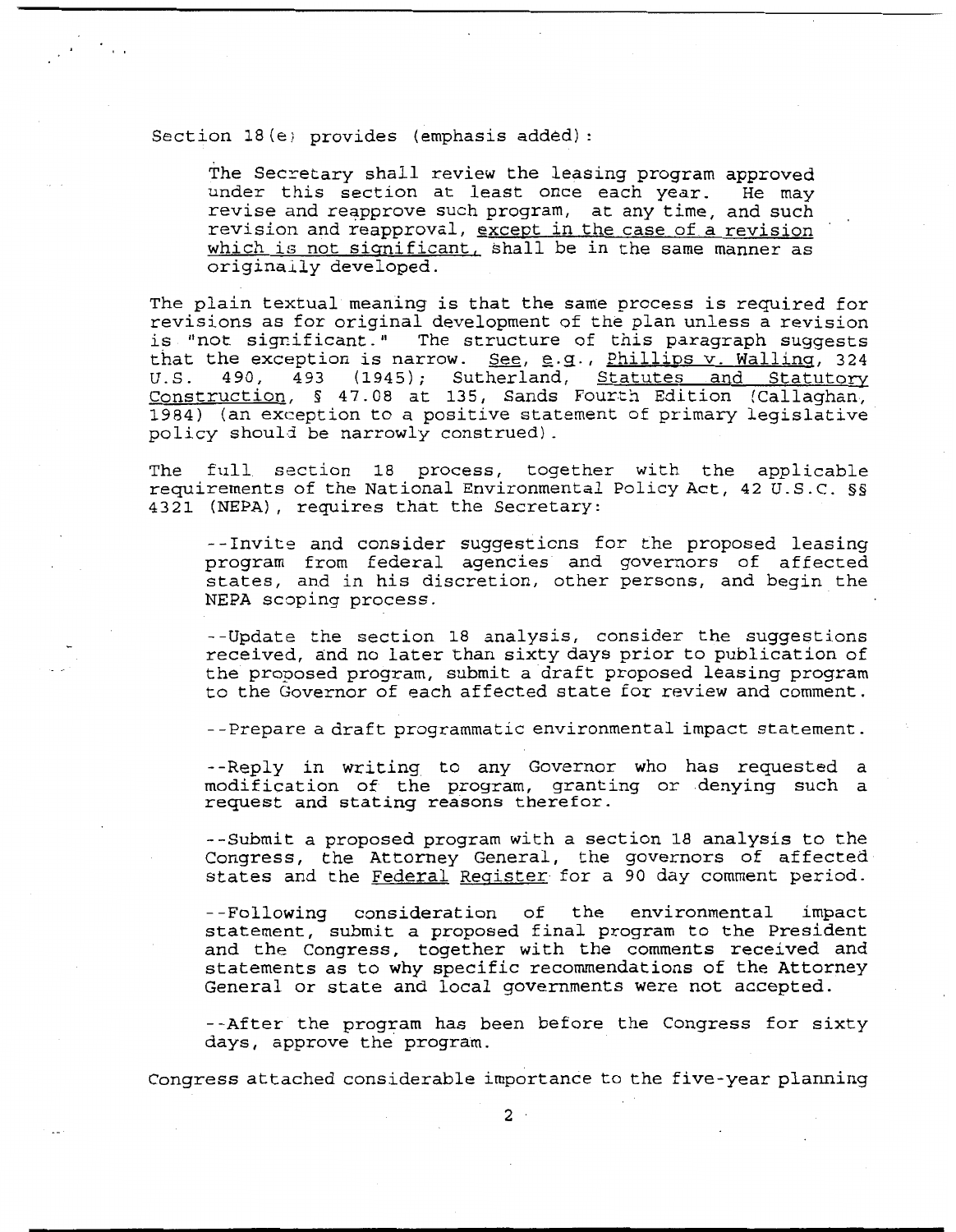Section 18(e) provides (emphasis added):

> The Secretary shall review the leasing program approved under this section at least once each year. He may revise and reapprove such program, at any time, and such revision and reapproval, <u>except in the case of a revision which is not significant,</u> shall be in the same manner as originally developed.

The plain textual meaning is that the same process is required for revisions as for original development of the plan unless a revision is "not significant." The structure of this paragraph suggests that the exception is narrow. <u>See</u>, <u>e.g.</u>, <u>Phillips v. Walling</u>, 324 U.S. 490, 493 (1945); Sutherland, <u>Statutes and Statutory Construction</u>, § 47.08 at 135, Sands Fourth Edition (Callaghan, 1984) (an exception to a positive statement of primary legislative policy should be narrowly construed).

The full section 18 process, together with the applicable requirements of the National Environmental Policy Act, 42 U.S.C. §§ 4321 (NEPA), requires that the Secretary:

> --Invite and consider suggestions for the proposed leasing program from federal agencies and governors of affected states, and in his discretion, other persons, and begin the NEPA scoping process.
>
> --Update the section 18 analysis, consider the suggestions received, and no later than sixty days prior to publication of the proposed program, submit a draft proposed leasing program to the Governor of each affected state for review and comment.
>
> --Prepare a draft programmatic environmental impact statement.
>
> --Reply in writing to any Governor who has requested a modification of the program, granting or denying such a request and stating reasons therefor.
>
> --Submit a proposed program with a section 18 analysis to the Congress, the Attorney General, the governors of affected states and the <u>Federal Register</u> for a 90 day comment period.
>
> --Following consideration of the environmental impact statement, submit a proposed final program to the President and the Congress, together with the comments received and statements as to why specific recommendations of the Attorney General or state and local governments were not accepted.
>
> --After the program has been before the Congress for sixty days, approve the program.

Congress attached considerable importance to the five-year planning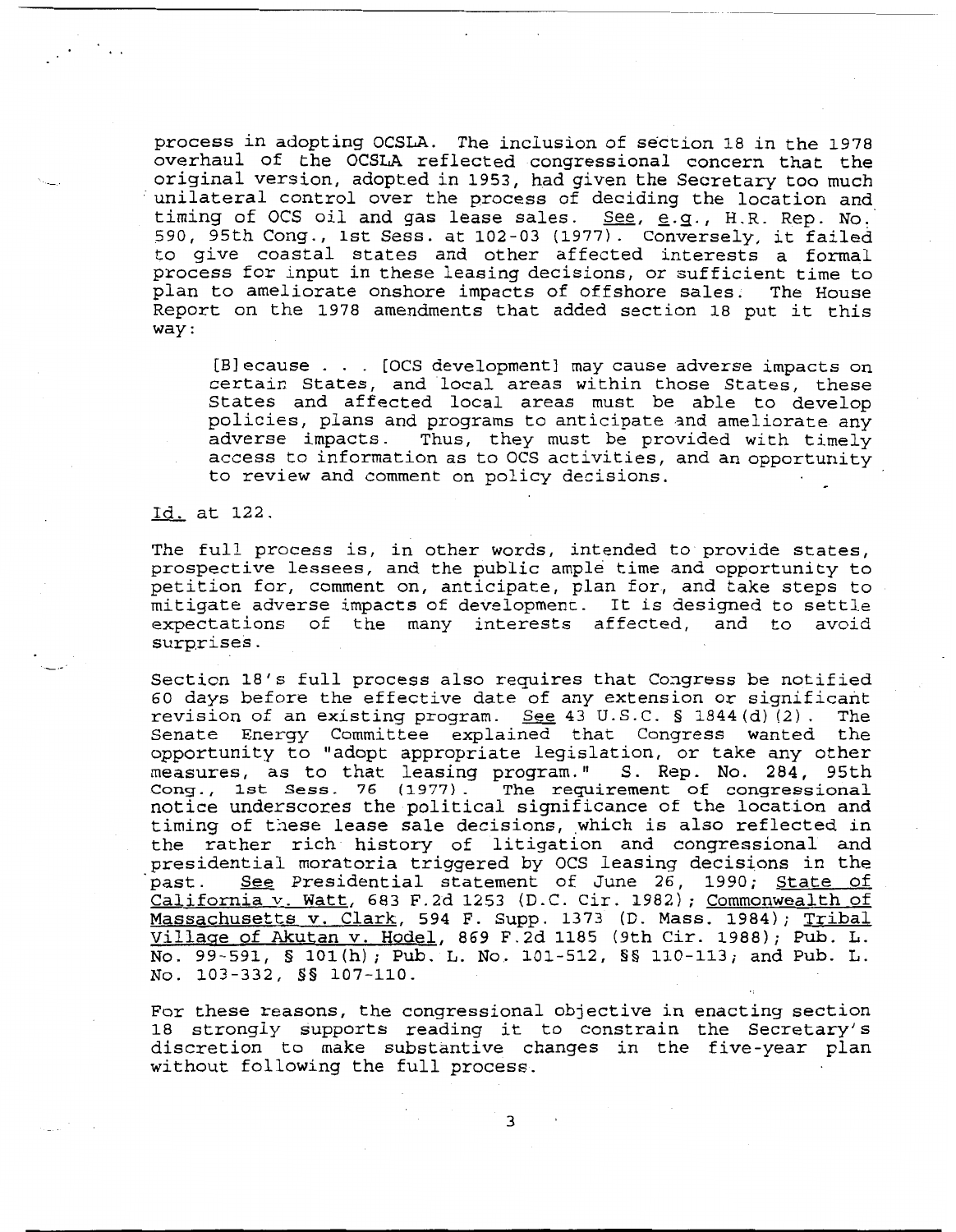process in adopting OCSLA. The inclusion of section 18 in the 1978 overhaul of the OCSLA reflected congressional concern that the original version, adopted in 1953, had given the Secretary too much unilateral control over the process of deciding the location and timing of OCS oil and gas lease sales. See, e.g., H.R. Rep. No. 590, 95th Cong., 1st Sess. at 102-03 (1977). Conversely, it failed to give coastal states and other affected interests a formal process for input in these leasing decisions, or sufficient time to plan to ameliorate onshore impacts of offshore sales. The House Report on the 1978 amendments that added section 18 put it this way:

> [B]ecause . . . [OCS development] may cause adverse impacts on certain States, and local areas within those States, these States and affected local areas must be able to develop policies, plans and programs to anticipate and ameliorate any adverse impacts. Thus, they must be provided with timely access to information as to OCS activities, and an opportunity to review and comment on policy decisions.

Id. at 122.

The full process is, in other words, intended to provide states, prospective lessees, and the public ample time and opportunity to petition for, comment on, anticipate, plan for, and take steps to mitigate adverse impacts of development. It is designed to settle expectations of the many interests affected, and to avoid surprises.

Section 18's full process also requires that Congress be notified 60 days before the effective date of any extension or significant revision of an existing program. See 43 U.S.C. § 1844(d)(2). The Senate Energy Committee explained that Congress wanted the opportunity to "adopt appropriate legislation, or take any other measures, as to that leasing program." S. Rep. No. 284, 95th Cong., 1st Sess. 76 (1977). The requirement of congressional notice underscores the political significance of the location and timing of these lease sale decisions, which is also reflected in the rather rich history of litigation and congressional and presidential moratoria triggered by OCS leasing decisions in the past. See Presidential statement of June 26, 1990; State of California v. Watt, 683 F.2d 1253 (D.C. Cir. 1982); Commonwealth of Massachusetts v. Clark, 594 F. Supp. 1373 (D. Mass. 1984); Tribal Village of Akutan v. Hodel, 869 F.2d 1185 (9th Cir. 1988); Pub. L. No. 99-591, § 101(h); Pub. L. No. 101-512, §§ 110-113; and Pub. L. No. 103-332, §§ 107-110.

For these reasons, the congressional objective in enacting section 18 strongly supports reading it to constrain the Secretary's discretion to make substantive changes in the five-year plan without following the full process.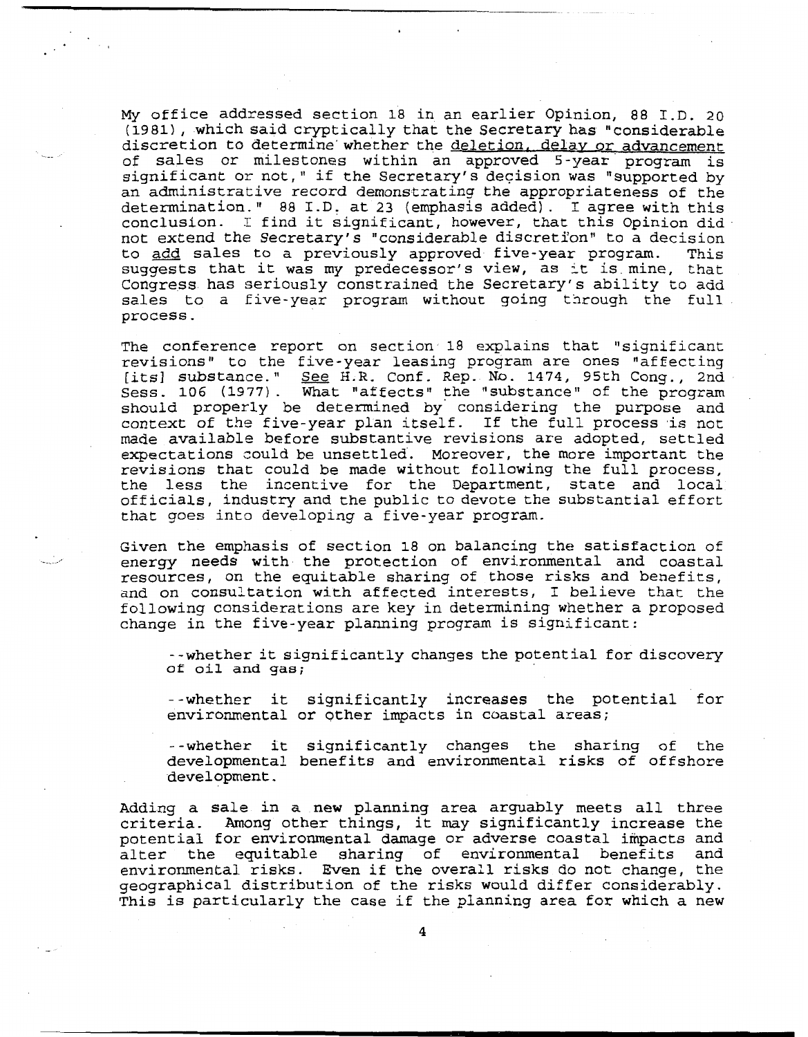My office addressed section 18 in an earlier Opinion, 88 I.D. 20 (1981), which said cryptically that the Secretary has "considerable discretion to determine whether the deletion, delay or advancement of sales or milestones within an approved 5-year program is significant or not," if the Secretary's decision was "supported by an administrative record demonstrating the appropriateness of the determination." 88 I.D. at 23 (emphasis added). I agree with this conclusion. I find it significant, however, that this Opinion did not extend the Secretary's "considerable discretion" to a decision to add sales to a previously approved five-year program. This suggests that it was my predecessor's view, as it is mine, that Congress has seriously constrained the Secretary's ability to add sales to a five-year program without going through the full process.

The conference report on section 18 explains that "significant revisions" to the five-year leasing program are ones "affecting [its] substance." *See* H.R. Conf. Rep. No. 1474, 95th Cong., 2nd Sess. 106 (1977). What "affects" the "substance" of the program should properly be determined by considering the purpose and context of the five-year plan itself. If the full process is not made available before substantive revisions are adopted, settled expectations could be unsettled. Moreover, the more important the revisions that could be made without following the full process, the less the incentive for the Department, state and local officials, industry and the public to devote the substantial effort that goes into developing a five-year program.

Given the emphasis of section 18 on balancing the satisfaction of energy needs with the protection of environmental and coastal resources, on the equitable sharing of those risks and benefits, and on consultation with affected interests, I believe that the following considerations are key in determining whether a proposed change in the five-year planning program is significant:

--whether it significantly changes the potential for discovery of oil and gas;

--whether it significantly increases the potential for environmental or other impacts in coastal areas;

--whether it significantly changes the sharing of the developmental benefits and environmental risks of offshore development.

Adding a sale in a new planning area arguably meets all three criteria. Among other things, it may significantly increase the potential for environmental damage or adverse coastal impacts and alter the equitable sharing of environmental benefits and environmental risks. Even if the overall risks do not change, the geographical distribution of the risks would differ considerably. This is particularly the case if the planning area for which a new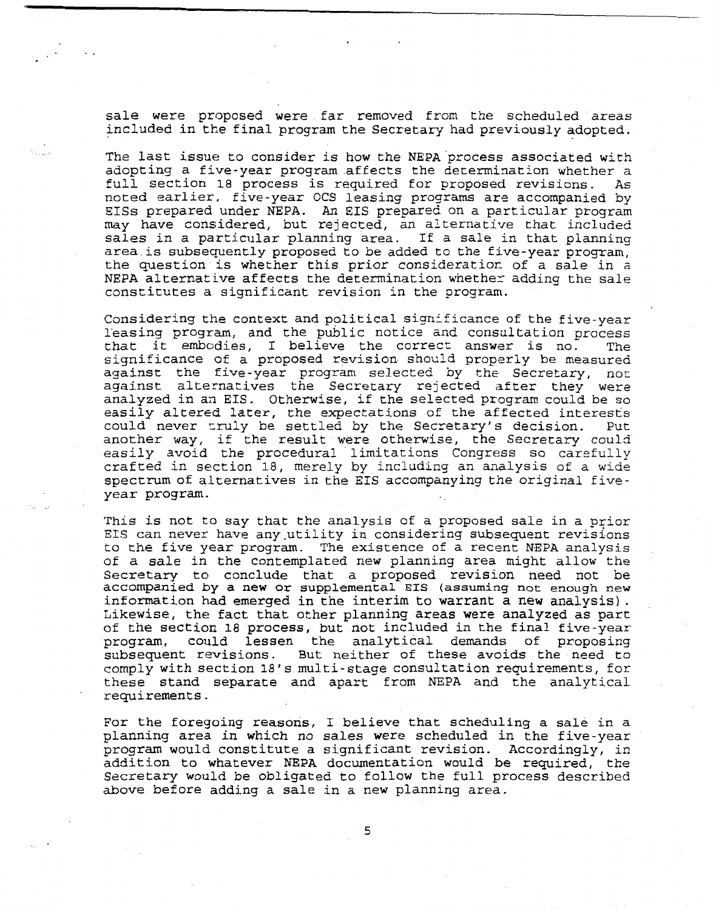sale were proposed were far removed from the scheduled areas included in the final program the Secretary had previously adopted.

The last issue to consider is how the NEPA process associated with adopting a five-year program affects the determination whether a full section 18 process is required for proposed revisions. As noted earlier, five-year OCS leasing programs are accompanied by EISs prepared under NEPA. An EIS prepared on a particular program may have considered, but rejected, an alternative that included sales in a particular planning area. If a sale in that planning area is subsequently proposed to be added to the five-year program, the question is whether this prior consideration of a sale in a NEPA alternative affects the determination whether adding the sale constitutes a significant revision in the program.

Considering the context and political significance of the five-year leasing program, and the public notice and consultation process that it embodies, I believe the correct answer is no. The significance of a proposed revision should properly be measured against the five-year program selected by the Secretary, not against alternatives the Secretary rejected after they were analyzed in an EIS. Otherwise, if the selected program could be so easily altered later, the expectations of the affected interests could never truly be settled by the Secretary's decision. Put another way, if the result were otherwise, the Secretary could easily avoid the procedural limitations Congress so carefully crafted in section 18, merely by including an analysis of a wide spectrum of alternatives in the EIS accompanying the original five-year program.

This is not to say that the analysis of a proposed sale in a prior EIS can never have any utility in considering subsequent revisions to the five year program. The existence of a recent NEPA analysis of a sale in the contemplated new planning area might allow the Secretary to conclude that a proposed revision need not be accompanied by a new or supplemental EIS (assuming not enough new information had emerged in the interim to warrant a new analysis). Likewise, the fact that other planning areas were analyzed as part of the section 18 process, but not included in the final five-year program, could lessen the analytical demands of proposing subsequent revisions. But neither of these avoids the need to comply with section 18's multi-stage consultation requirements, for these stand separate and apart from NEPA and the analytical requirements.

For the foregoing reasons, I believe that scheduling a sale in a planning area in which no sales were scheduled in the five-year program would constitute a significant revision. Accordingly, in addition to whatever NEPA documentation would be required, the Secretary would be obligated to follow the full process described above before adding a sale in a new planning area.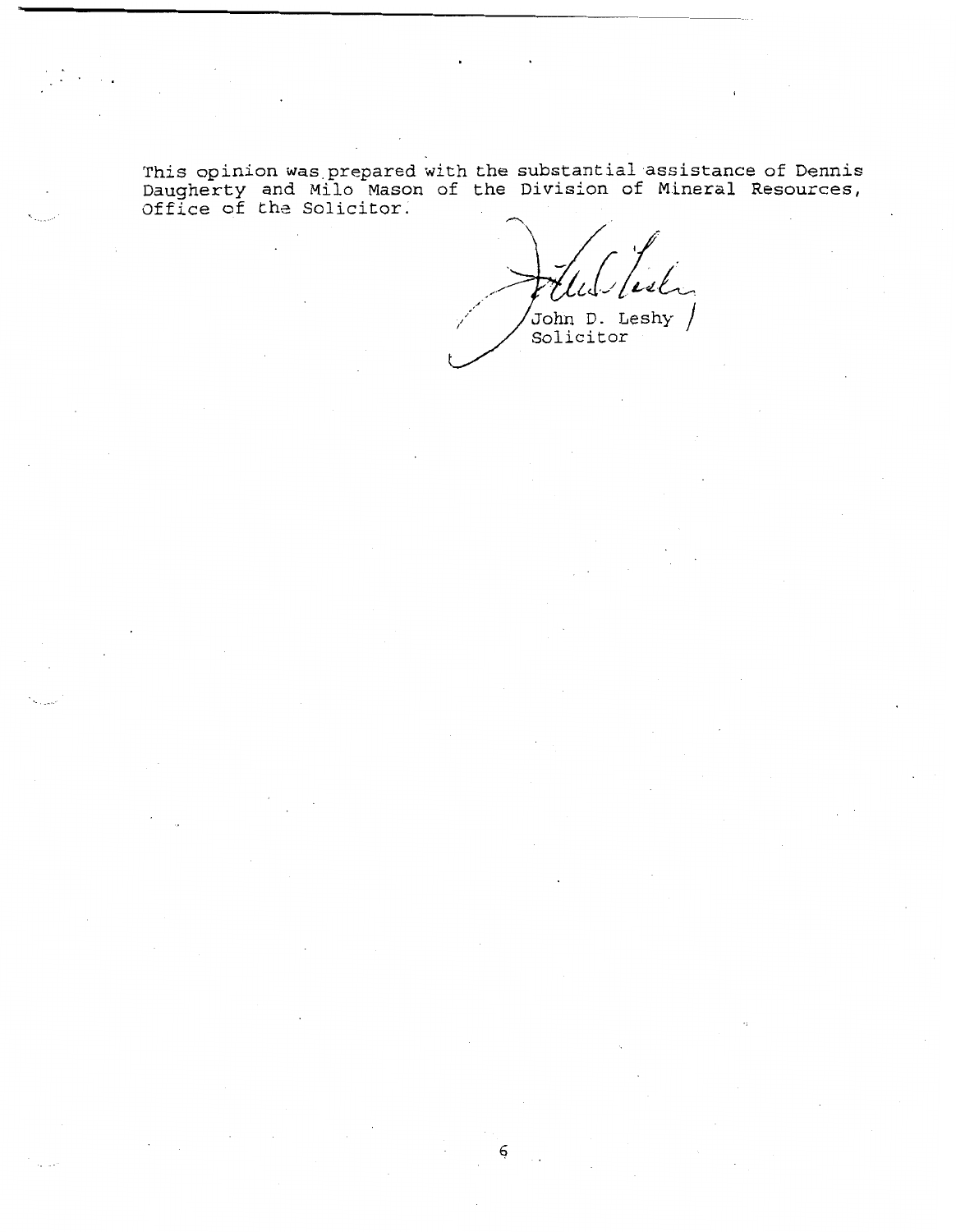This opinion was prepared with the substantial assistance of Dennis Daugherty and Milo Mason of the Division of Mineral Resources, Office of the Solicitor.

John D. Leshy
Solicitor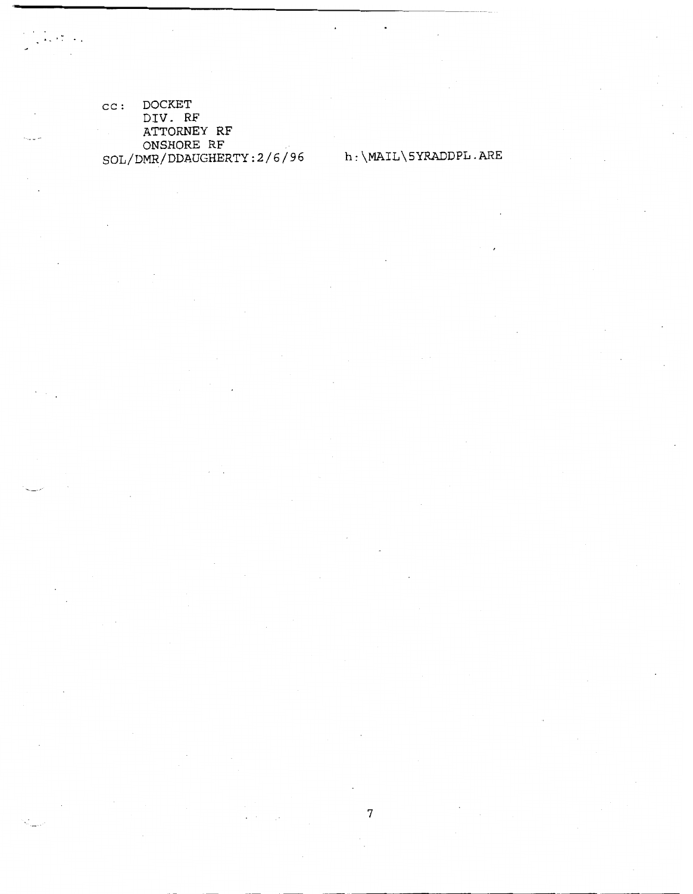cc: DOCKET
DIV. RF
ATTORNEY RF
ONSHORE RF

SOL/DMR/DDAUGHERTY:2/6/96 h:\MAIL\5YRADDPL.ARE